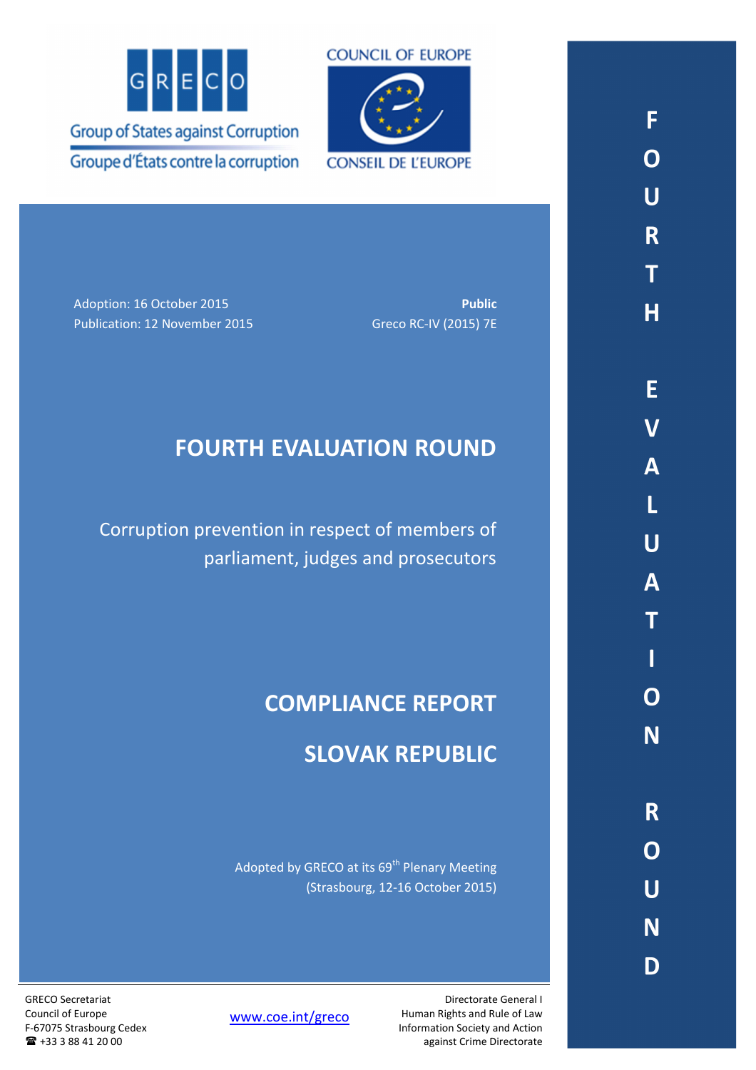GRECO

Group of States against Corruption

Groupe d'États contre la corruption

COUNCIL OF EUROPE

CONSEIL DE L'EUROPE

Adoption: 16 October 2015
Publication: 12 November 2015

**Public**
Greco RC-IV (2015) 7E

# FOURTH EVALUATION ROUND

## Corruption prevention in respect of members of parliament, judges and prosecutors

# COMPLIANCE REPORT

# SLOVAK REPUBLIC

Adopted by GRECO at its 69th Plenary Meeting
(Strasbourg, 12-16 October 2015)

GRECO Secretariat
Council of Europe
F-67075 Strasbourg Cedex
☎ +33 3 88 41 20 00

www.coe.int/greco

Directorate General I
Human Rights and Rule of Law
Information Society and Action
against Crime Directorate

FOURTH EVALUATION ROUND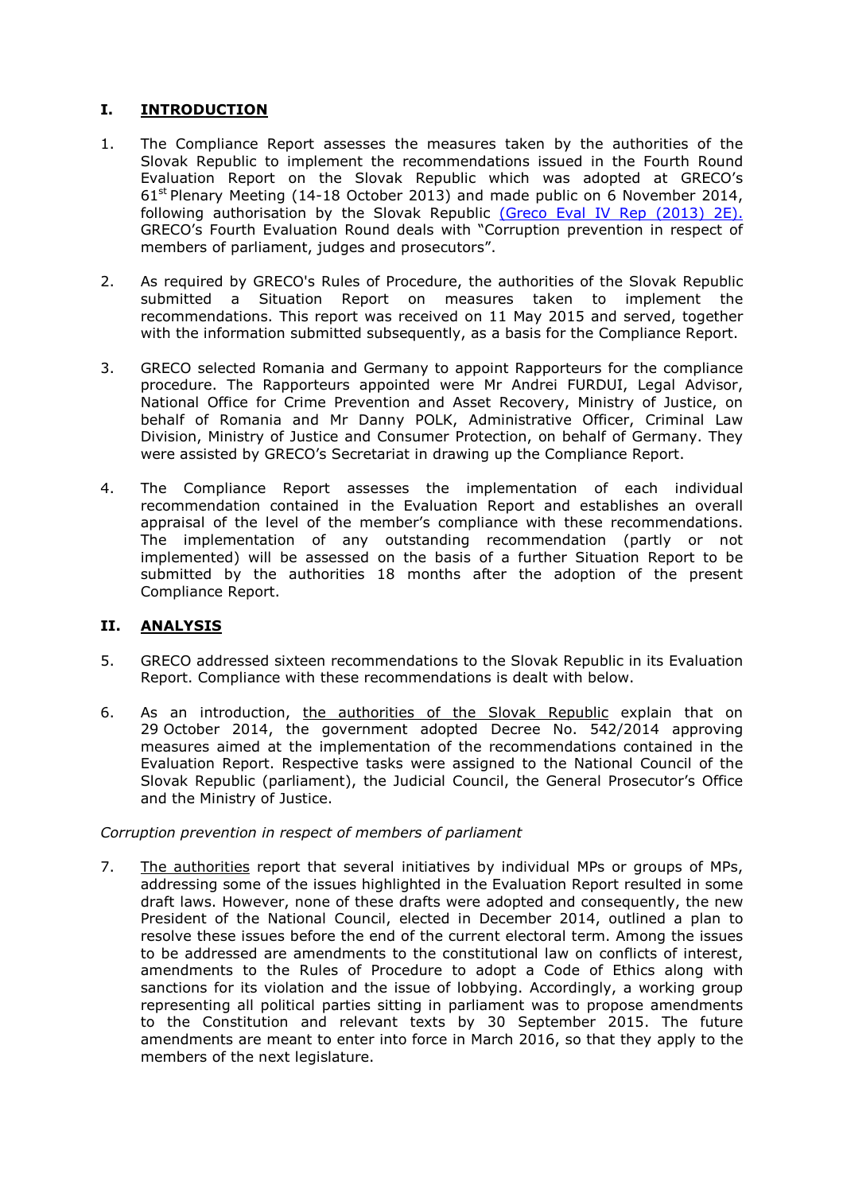## I. INTRODUCTION

1. The Compliance Report assesses the measures taken by the authorities of the Slovak Republic to implement the recommendations issued in the Fourth Round Evaluation Report on the Slovak Republic which was adopted at GRECO's 61st Plenary Meeting (14-18 October 2013) and made public on 6 November 2014, following authorisation by the Slovak Republic (Greco Eval IV Rep (2013) 2E). GRECO's Fourth Evaluation Round deals with "Corruption prevention in respect of members of parliament, judges and prosecutors".

2. As required by GRECO's Rules of Procedure, the authorities of the Slovak Republic submitted a Situation Report on measures taken to implement the recommendations. This report was received on 11 May 2015 and served, together with the information submitted subsequently, as a basis for the Compliance Report.

3. GRECO selected Romania and Germany to appoint Rapporteurs for the compliance procedure. The Rapporteurs appointed were Mr Andrei FURDUI, Legal Advisor, National Office for Crime Prevention and Asset Recovery, Ministry of Justice, on behalf of Romania and Mr Danny POLK, Administrative Officer, Criminal Law Division, Ministry of Justice and Consumer Protection, on behalf of Germany. They were assisted by GRECO's Secretariat in drawing up the Compliance Report.

4. The Compliance Report assesses the implementation of each individual recommendation contained in the Evaluation Report and establishes an overall appraisal of the level of the member's compliance with these recommendations. The implementation of any outstanding recommendation (partly or not implemented) will be assessed on the basis of a further Situation Report to be submitted by the authorities 18 months after the adoption of the present Compliance Report.

## II. ANALYSIS

5. GRECO addressed sixteen recommendations to the Slovak Republic in its Evaluation Report. Compliance with these recommendations is dealt with below.

6. As an introduction, the authorities of the Slovak Republic explain that on 29 October 2014, the government adopted Decree No. 542/2014 approving measures aimed at the implementation of the recommendations contained in the Evaluation Report. Respective tasks were assigned to the National Council of the Slovak Republic (parliament), the Judicial Council, the General Prosecutor's Office and the Ministry of Justice.

*Corruption prevention in respect of members of parliament*

7. The authorities report that several initiatives by individual MPs or groups of MPs, addressing some of the issues highlighted in the Evaluation Report resulted in some draft laws. However, none of these drafts were adopted and consequently, the new President of the National Council, elected in December 2014, outlined a plan to resolve these issues before the end of the current electoral term. Among the issues to be addressed are amendments to the constitutional law on conflicts of interest, amendments to the Rules of Procedure to adopt a Code of Ethics along with sanctions for its violation and the issue of lobbying. Accordingly, a working group representing all political parties sitting in parliament was to propose amendments to the Constitution and relevant texts by 30 September 2015. The future amendments are meant to enter into force in March 2016, so that they apply to the members of the next legislature.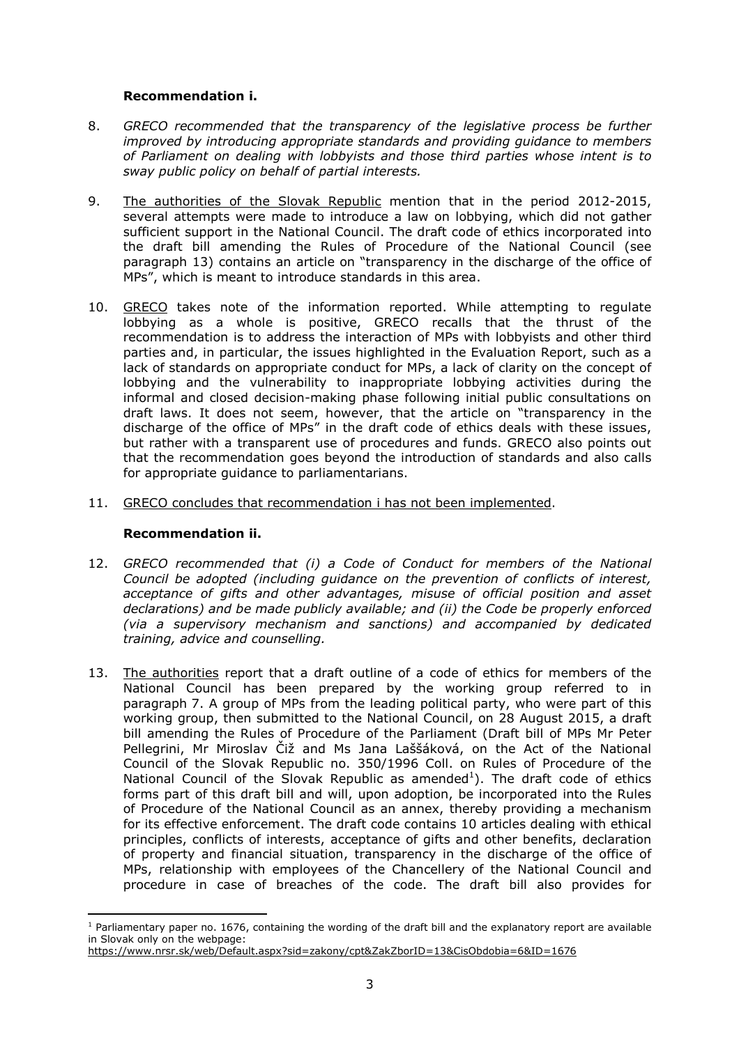### Recommendation i.

8. *GRECO recommended that the transparency of the legislative process be further improved by introducing appropriate standards and providing guidance to members of Parliament on dealing with lobbyists and those third parties whose intent is to sway public policy on behalf of partial interests.*

9. The authorities of the Slovak Republic mention that in the period 2012-2015, several attempts were made to introduce a law on lobbying, which did not gather sufficient support in the National Council. The draft code of ethics incorporated into the draft bill amending the Rules of Procedure of the National Council (see paragraph 13) contains an article on "transparency in the discharge of the office of MPs", which is meant to introduce standards in this area.

10. GRECO takes note of the information reported. While attempting to regulate lobbying as a whole is positive, GRECO recalls that the thrust of the recommendation is to address the interaction of MPs with lobbyists and other third parties and, in particular, the issues highlighted in the Evaluation Report, such as a lack of standards on appropriate conduct for MPs, a lack of clarity on the concept of lobbying and the vulnerability to inappropriate lobbying activities during the informal and closed decision-making phase following initial public consultations on draft laws. It does not seem, however, that the article on "transparency in the discharge of the office of MPs" in the draft code of ethics deals with these issues, but rather with a transparent use of procedures and funds. GRECO also points out that the recommendation goes beyond the introduction of standards and also calls for appropriate guidance to parliamentarians.

11. GRECO concludes that recommendation i has not been implemented.

### Recommendation ii.

12. *GRECO recommended that (i) a Code of Conduct for members of the National Council be adopted (including guidance on the prevention of conflicts of interest, acceptance of gifts and other advantages, misuse of official position and asset declarations) and be made publicly available; and (ii) the Code be properly enforced (via a supervisory mechanism and sanctions) and accompanied by dedicated training, advice and counselling.*

13. The authorities report that a draft outline of a code of ethics for members of the National Council has been prepared by the working group referred to in paragraph 7. A group of MPs from the leading political party, who were part of this working group, then submitted to the National Council, on 28 August 2015, a draft bill amending the Rules of Procedure of the Parliament (Draft bill of MPs Mr Peter Pellegrini, Mr Miroslav Čiž and Ms Jana Laššáková, on the Act of the National Council of the Slovak Republic no. 350/1996 Coll. on Rules of Procedure of the National Council of the Slovak Republic as amended[1]). The draft code of ethics forms part of this draft bill and will, upon adoption, be incorporated into the Rules of Procedure of the National Council as an annex, thereby providing a mechanism for its effective enforcement. The draft code contains 10 articles dealing with ethical principles, conflicts of interests, acceptance of gifts and other benefits, declaration of property and financial situation, transparency in the discharge of the office of MPs, relationship with employees of the Chancellery of the National Council and procedure in case of breaches of the code. The draft bill also provides for

---

[1] Parliamentary paper no. 1676, containing the wording of the draft bill and the explanatory report are available in Slovak only on the webpage:
https://www.nrsr.sk/web/Default.aspx?sid=zakony/cpt&ZakZborID=13&CisObdobia=6&ID=1676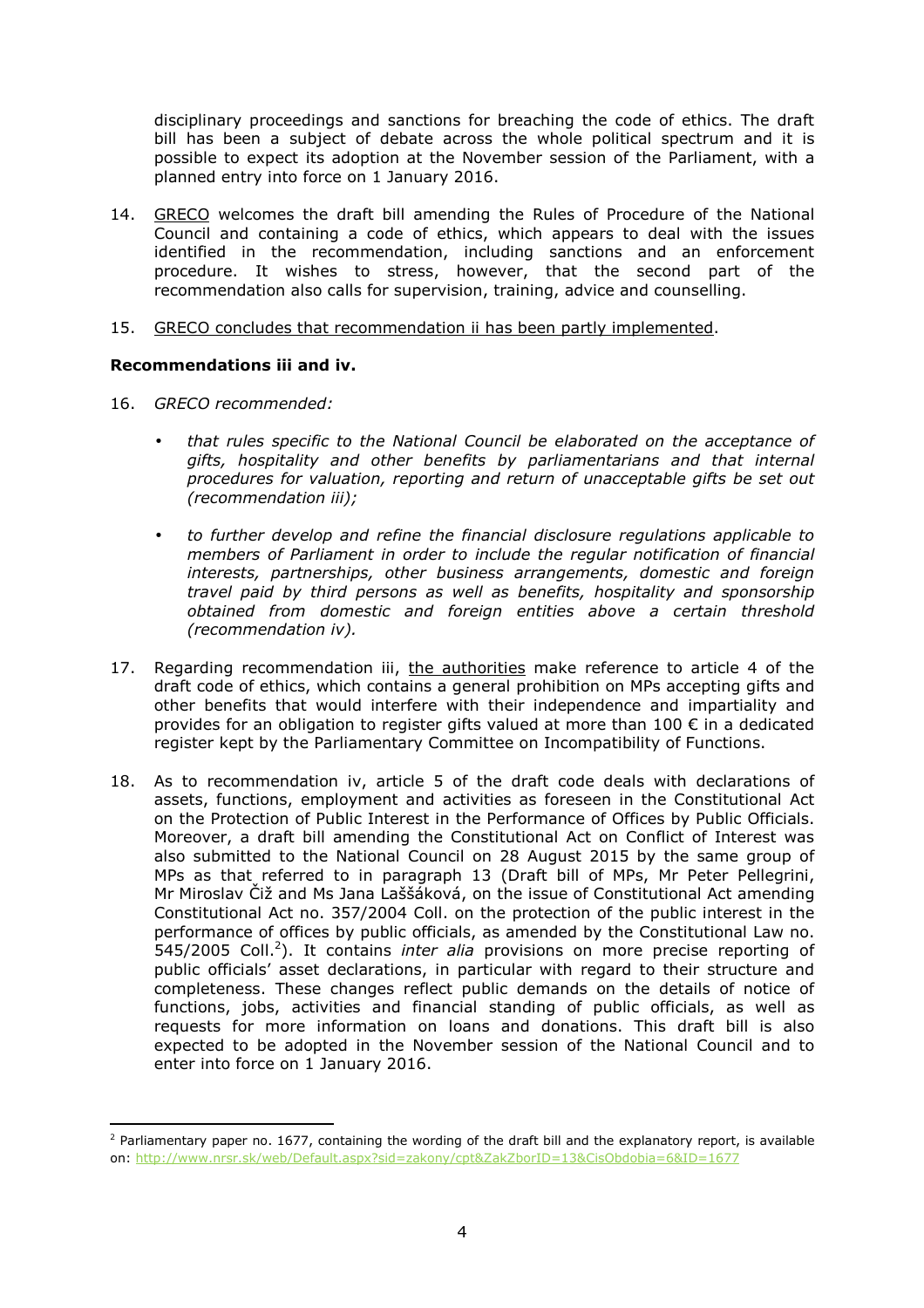disciplinary proceedings and sanctions for breaching the code of ethics. The draft bill has been a subject of debate across the whole political spectrum and it is possible to expect its adoption at the November session of the Parliament, with a planned entry into force on 1 January 2016.

14. GRECO welcomes the draft bill amending the Rules of Procedure of the National Council and containing a code of ethics, which appears to deal with the issues identified in the recommendation, including sanctions and an enforcement procedure. It wishes to stress, however, that the second part of the recommendation also calls for supervision, training, advice and counselling.

15. GRECO concludes that recommendation ii has been partly implemented.

**Recommendations iii and iv.**

16. *GRECO recommended:*

- *that rules specific to the National Council be elaborated on the acceptance of gifts, hospitality and other benefits by parliamentarians and that internal procedures for valuation, reporting and return of unacceptable gifts be set out (recommendation iii);*

- *to further develop and refine the financial disclosure regulations applicable to members of Parliament in order to include the regular notification of financial interests, partnerships, other business arrangements, domestic and foreign travel paid by third persons as well as benefits, hospitality and sponsorship obtained from domestic and foreign entities above a certain threshold (recommendation iv).*

17. Regarding recommendation iii, the authorities make reference to article 4 of the draft code of ethics, which contains a general prohibition on MPs accepting gifts and other benefits that would interfere with their independence and impartiality and provides for an obligation to register gifts valued at more than 100 € in a dedicated register kept by the Parliamentary Committee on Incompatibility of Functions.

18. As to recommendation iv, article 5 of the draft code deals with declarations of assets, functions, employment and activities as foreseen in the Constitutional Act on the Protection of Public Interest in the Performance of Offices by Public Officials. Moreover, a draft bill amending the Constitutional Act on Conflict of Interest was also submitted to the National Council on 28 August 2015 by the same group of MPs as that referred to in paragraph 13 (Draft bill of MPs, Mr Peter Pellegrini, Mr Miroslav Čiž and Ms Jana Laššáková, on the issue of Constitutional Act amending Constitutional Act no. 357/2004 Coll. on the protection of the public interest in the performance of offices by public officials, as amended by the Constitutional Law no. 545/2005 Coll.[2]). It contains *inter alia* provisions on more precise reporting of public officials' asset declarations, in particular with regard to their structure and completeness. These changes reflect public demands on the details of notice of functions, jobs, activities and financial standing of public officials, as well as requests for more information on loans and donations. This draft bill is also expected to be adopted in the November session of the National Council and to enter into force on 1 January 2016.

---

[2] Parliamentary paper no. 1677, containing the wording of the draft bill and the explanatory report, is available on: http://www.nrsr.sk/web/Default.aspx?sid=zakony/cpt&ZakZborID=13&CisObdobia=6&ID=1677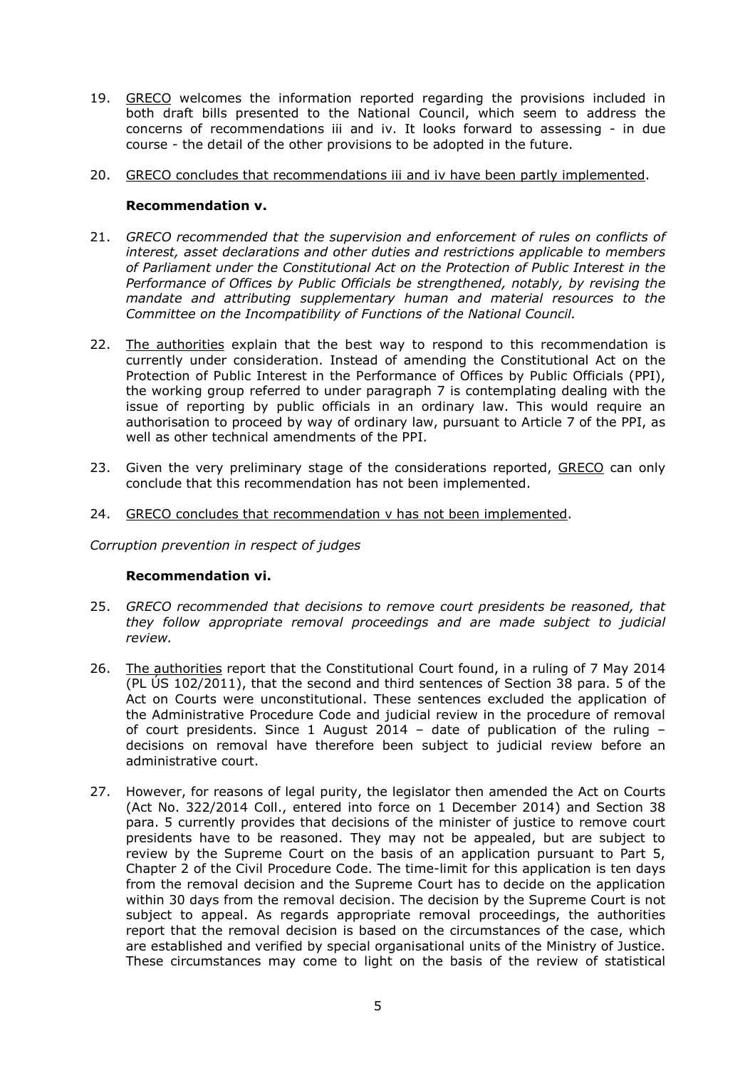19. <u>GRECO</u> welcomes the information reported regarding the provisions included in both draft bills presented to the National Council, which seem to address the concerns of recommendations iii and iv. It looks forward to assessing - in due course - the detail of the other provisions to be adopted in the future.

20. <u>GRECO concludes that recommendations iii and iv have been partly implemented</u>.

**Recommendation v.**

21. *GRECO recommended that the supervision and enforcement of rules on conflicts of interest, asset declarations and other duties and restrictions applicable to members of Parliament under the Constitutional Act on the Protection of Public Interest in the Performance of Offices by Public Officials be strengthened, notably, by revising the mandate and attributing supplementary human and material resources to the Committee on the Incompatibility of Functions of the National Council.*

22. <u>The authorities</u> explain that the best way to respond to this recommendation is currently under consideration. Instead of amending the Constitutional Act on the Protection of Public Interest in the Performance of Offices by Public Officials (PPI), the working group referred to under paragraph 7 is contemplating dealing with the issue of reporting by public officials in an ordinary law. This would require an authorisation to proceed by way of ordinary law, pursuant to Article 7 of the PPI, as well as other technical amendments of the PPI.

23. Given the very preliminary stage of the considerations reported, <u>GRECO</u> can only conclude that this recommendation has not been implemented.

24. <u>GRECO concludes that recommendation v has not been implemented</u>.

*Corruption prevention in respect of judges*

**Recommendation vi.**

25. *GRECO recommended that decisions to remove court presidents be reasoned, that they follow appropriate removal proceedings and are made subject to judicial review.*

26. <u>The authorities</u> report that the Constitutional Court found, in a ruling of 7 May 2014 (PL ÚS 102/2011), that the second and third sentences of Section 38 para. 5 of the Act on Courts were unconstitutional. These sentences excluded the application of the Administrative Procedure Code and judicial review in the procedure of removal of court presidents. Since 1 August 2014 – date of publication of the ruling – decisions on removal have therefore been subject to judicial review before an administrative court.

27. However, for reasons of legal purity, the legislator then amended the Act on Courts (Act No. 322/2014 Coll., entered into force on 1 December 2014) and Section 38 para. 5 currently provides that decisions of the minister of justice to remove court presidents have to be reasoned. They may not be appealed, but are subject to review by the Supreme Court on the basis of an application pursuant to Part 5, Chapter 2 of the Civil Procedure Code. The time-limit for this application is ten days from the removal decision and the Supreme Court has to decide on the application within 30 days from the removal decision. The decision by the Supreme Court is not subject to appeal. As regards appropriate removal proceedings, the authorities report that the removal decision is based on the circumstances of the case, which are established and verified by special organisational units of the Ministry of Justice. These circumstances may come to light on the basis of the review of statistical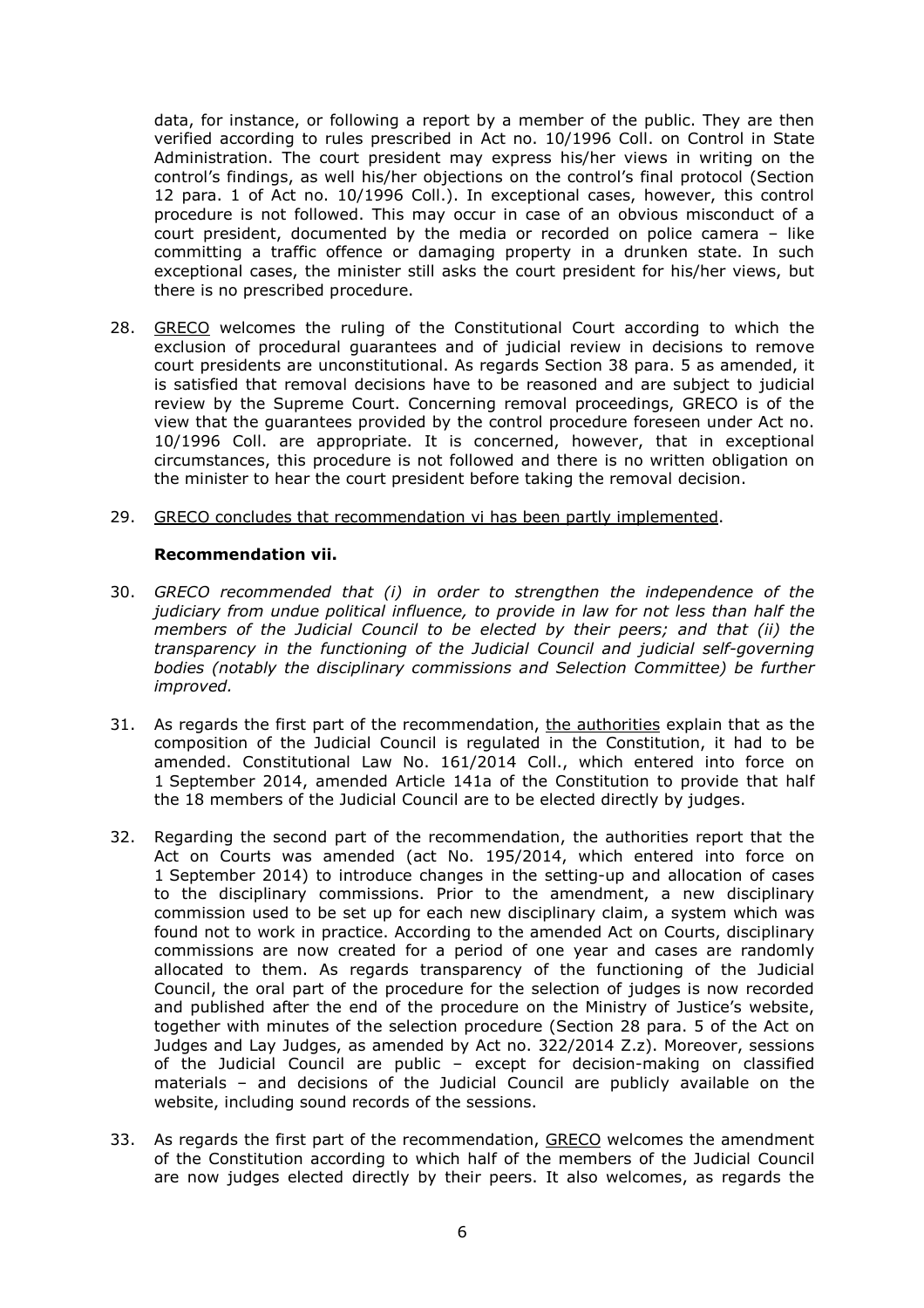data, for instance, or following a report by a member of the public. They are then verified according to rules prescribed in Act no. 10/1996 Coll. on Control in State Administration. The court president may express his/her views in writing on the control's findings, as well his/her objections on the control's final protocol (Section 12 para. 1 of Act no. 10/1996 Coll.). In exceptional cases, however, this control procedure is not followed. This may occur in case of an obvious misconduct of a court president, documented by the media or recorded on police camera – like committing a traffic offence or damaging property in a drunken state. In such exceptional cases, the minister still asks the court president for his/her views, but there is no prescribed procedure.

28. GRECO welcomes the ruling of the Constitutional Court according to which the exclusion of procedural guarantees and of judicial review in decisions to remove court presidents are unconstitutional. As regards Section 38 para. 5 as amended, it is satisfied that removal decisions have to be reasoned and are subject to judicial review by the Supreme Court. Concerning removal proceedings, GRECO is of the view that the guarantees provided by the control procedure foreseen under Act no. 10/1996 Coll. are appropriate. It is concerned, however, that in exceptional circumstances, this procedure is not followed and there is no written obligation on the minister to hear the court president before taking the removal decision.

29. GRECO concludes that recommendation vi has been partly implemented.

**Recommendation vii.**

30. *GRECO recommended that (i) in order to strengthen the independence of the judiciary from undue political influence, to provide in law for not less than half the members of the Judicial Council to be elected by their peers; and that (ii) the transparency in the functioning of the Judicial Council and judicial self-governing bodies (notably the disciplinary commissions and Selection Committee) be further improved.*

31. As regards the first part of the recommendation, the authorities explain that as the composition of the Judicial Council is regulated in the Constitution, it had to be amended. Constitutional Law No. 161/2014 Coll., which entered into force on 1 September 2014, amended Article 141a of the Constitution to provide that half the 18 members of the Judicial Council are to be elected directly by judges.

32. Regarding the second part of the recommendation, the authorities report that the Act on Courts was amended (act No. 195/2014, which entered into force on 1 September 2014) to introduce changes in the setting-up and allocation of cases to the disciplinary commissions. Prior to the amendment, a new disciplinary commission used to be set up for each new disciplinary claim, a system which was found not to work in practice. According to the amended Act on Courts, disciplinary commissions are now created for a period of one year and cases are randomly allocated to them. As regards transparency of the functioning of the Judicial Council, the oral part of the procedure for the selection of judges is now recorded and published after the end of the procedure on the Ministry of Justice's website, together with minutes of the selection procedure (Section 28 para. 5 of the Act on Judges and Lay Judges, as amended by Act no. 322/2014 Z.z). Moreover, sessions of the Judicial Council are public – except for decision-making on classified materials – and decisions of the Judicial Council are publicly available on the website, including sound records of the sessions.

33. As regards the first part of the recommendation, GRECO welcomes the amendment of the Constitution according to which half of the members of the Judicial Council are now judges elected directly by their peers. It also welcomes, as regards the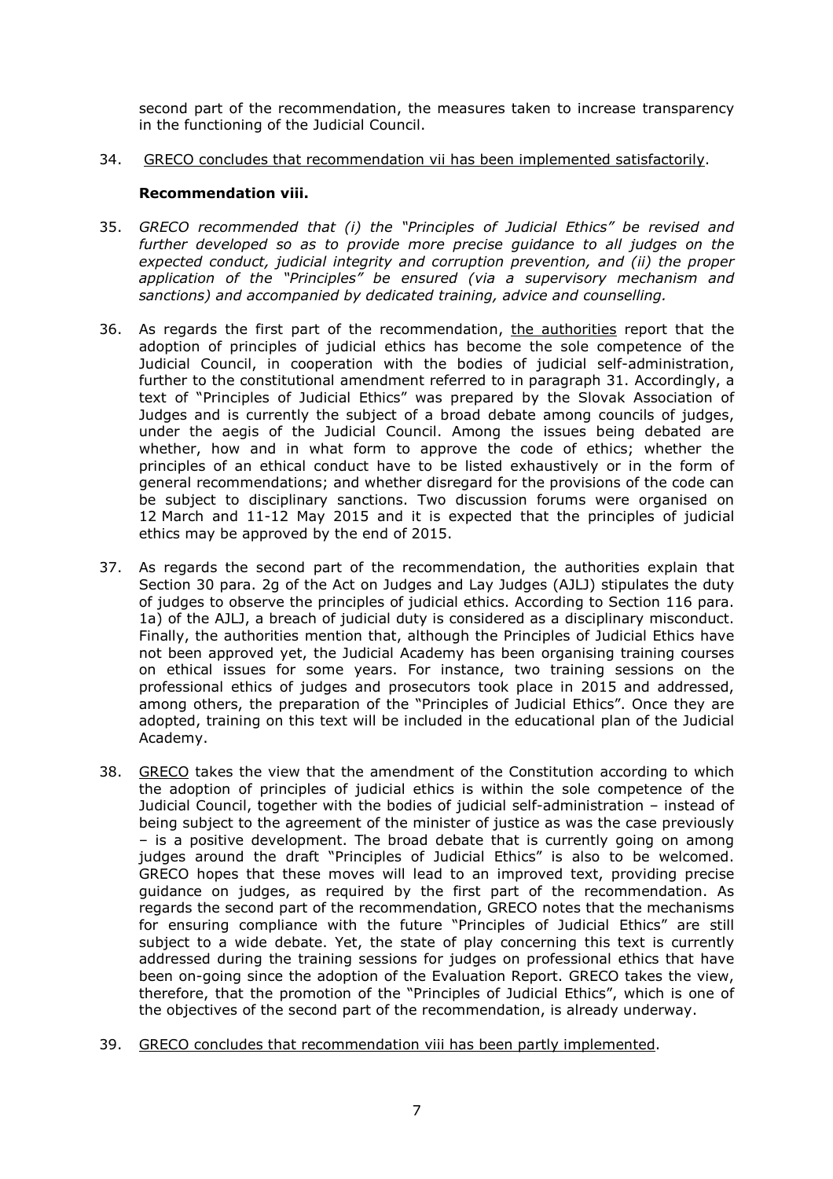second part of the recommendation, the measures taken to increase transparency in the functioning of the Judicial Council.

34. GRECO concludes that recommendation vii has been implemented satisfactorily.

**Recommendation viii.**

35. *GRECO recommended that (i) the "Principles of Judicial Ethics" be revised and further developed so as to provide more precise guidance to all judges on the expected conduct, judicial integrity and corruption prevention, and (ii) the proper application of the "Principles" be ensured (via a supervisory mechanism and sanctions) and accompanied by dedicated training, advice and counselling.*

36. As regards the first part of the recommendation, the authorities report that the adoption of principles of judicial ethics has become the sole competence of the Judicial Council, in cooperation with the bodies of judicial self-administration, further to the constitutional amendment referred to in paragraph 31. Accordingly, a text of "Principles of Judicial Ethics" was prepared by the Slovak Association of Judges and is currently the subject of a broad debate among councils of judges, under the aegis of the Judicial Council. Among the issues being debated are whether, how and in what form to approve the code of ethics; whether the principles of an ethical conduct have to be listed exhaustively or in the form of general recommendations; and whether disregard for the provisions of the code can be subject to disciplinary sanctions. Two discussion forums were organised on 12 March and 11-12 May 2015 and it is expected that the principles of judicial ethics may be approved by the end of 2015.

37. As regards the second part of the recommendation, the authorities explain that Section 30 para. 2g of the Act on Judges and Lay Judges (AJLJ) stipulates the duty of judges to observe the principles of judicial ethics. According to Section 116 para. 1a) of the AJLJ, a breach of judicial duty is considered as a disciplinary misconduct. Finally, the authorities mention that, although the Principles of Judicial Ethics have not been approved yet, the Judicial Academy has been organising training courses on ethical issues for some years. For instance, two training sessions on the professional ethics of judges and prosecutors took place in 2015 and addressed, among others, the preparation of the "Principles of Judicial Ethics". Once they are adopted, training on this text will be included in the educational plan of the Judicial Academy.

38. GRECO takes the view that the amendment of the Constitution according to which the adoption of principles of judicial ethics is within the sole competence of the Judicial Council, together with the bodies of judicial self-administration – instead of being subject to the agreement of the minister of justice as was the case previously – is a positive development. The broad debate that is currently going on among judges around the draft "Principles of Judicial Ethics" is also to be welcomed. GRECO hopes that these moves will lead to an improved text, providing precise guidance on judges, as required by the first part of the recommendation. As regards the second part of the recommendation, GRECO notes that the mechanisms for ensuring compliance with the future "Principles of Judicial Ethics" are still subject to a wide debate. Yet, the state of play concerning this text is currently addressed during the training sessions for judges on professional ethics that have been on-going since the adoption of the Evaluation Report. GRECO takes the view, therefore, that the promotion of the "Principles of Judicial Ethics", which is one of the objectives of the second part of the recommendation, is already underway.

39. GRECO concludes that recommendation viii has been partly implemented.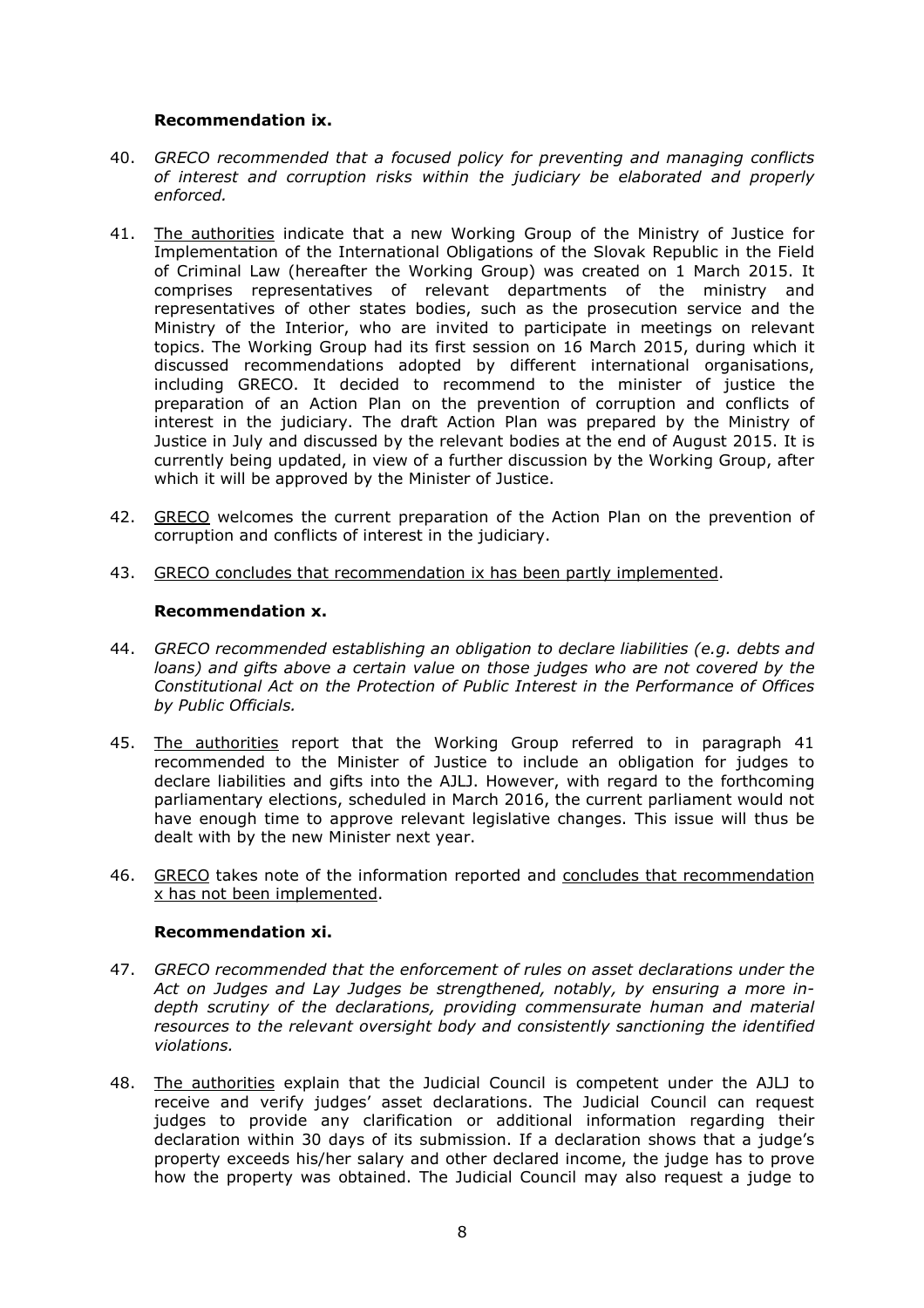**Recommendation ix.**

40. *GRECO recommended that a focused policy for preventing and managing conflicts of interest and corruption risks within the judiciary be elaborated and properly enforced.*

41. The authorities indicate that a new Working Group of the Ministry of Justice for Implementation of the International Obligations of the Slovak Republic in the Field of Criminal Law (hereafter the Working Group) was created on 1 March 2015. It comprises representatives of relevant departments of the ministry and representatives of other states bodies, such as the prosecution service and the Ministry of the Interior, who are invited to participate in meetings on relevant topics. The Working Group had its first session on 16 March 2015, during which it discussed recommendations adopted by different international organisations, including GRECO. It decided to recommend to the minister of justice the preparation of an Action Plan on the prevention of corruption and conflicts of interest in the judiciary. The draft Action Plan was prepared by the Ministry of Justice in July and discussed by the relevant bodies at the end of August 2015. It is currently being updated, in view of a further discussion by the Working Group, after which it will be approved by the Minister of Justice.

42. GRECO welcomes the current preparation of the Action Plan on the prevention of corruption and conflicts of interest in the judiciary.

43. GRECO concludes that recommendation ix has been partly implemented.

**Recommendation x.**

44. *GRECO recommended establishing an obligation to declare liabilities (e.g. debts and loans) and gifts above a certain value on those judges who are not covered by the Constitutional Act on the Protection of Public Interest in the Performance of Offices by Public Officials.*

45. The authorities report that the Working Group referred to in paragraph 41 recommended to the Minister of Justice to include an obligation for judges to declare liabilities and gifts into the AJLJ. However, with regard to the forthcoming parliamentary elections, scheduled in March 2016, the current parliament would not have enough time to approve relevant legislative changes. This issue will thus be dealt with by the new Minister next year.

46. GRECO takes note of the information reported and concludes that recommendation x has not been implemented.

**Recommendation xi.**

47. *GRECO recommended that the enforcement of rules on asset declarations under the Act on Judges and Lay Judges be strengthened, notably, by ensuring a more in-depth scrutiny of the declarations, providing commensurate human and material resources to the relevant oversight body and consistently sanctioning the identified violations.*

48. The authorities explain that the Judicial Council is competent under the AJLJ to receive and verify judges' asset declarations. The Judicial Council can request judges to provide any clarification or additional information regarding their declaration within 30 days of its submission. If a declaration shows that a judge's property exceeds his/her salary and other declared income, the judge has to prove how the property was obtained. The Judicial Council may also request a judge to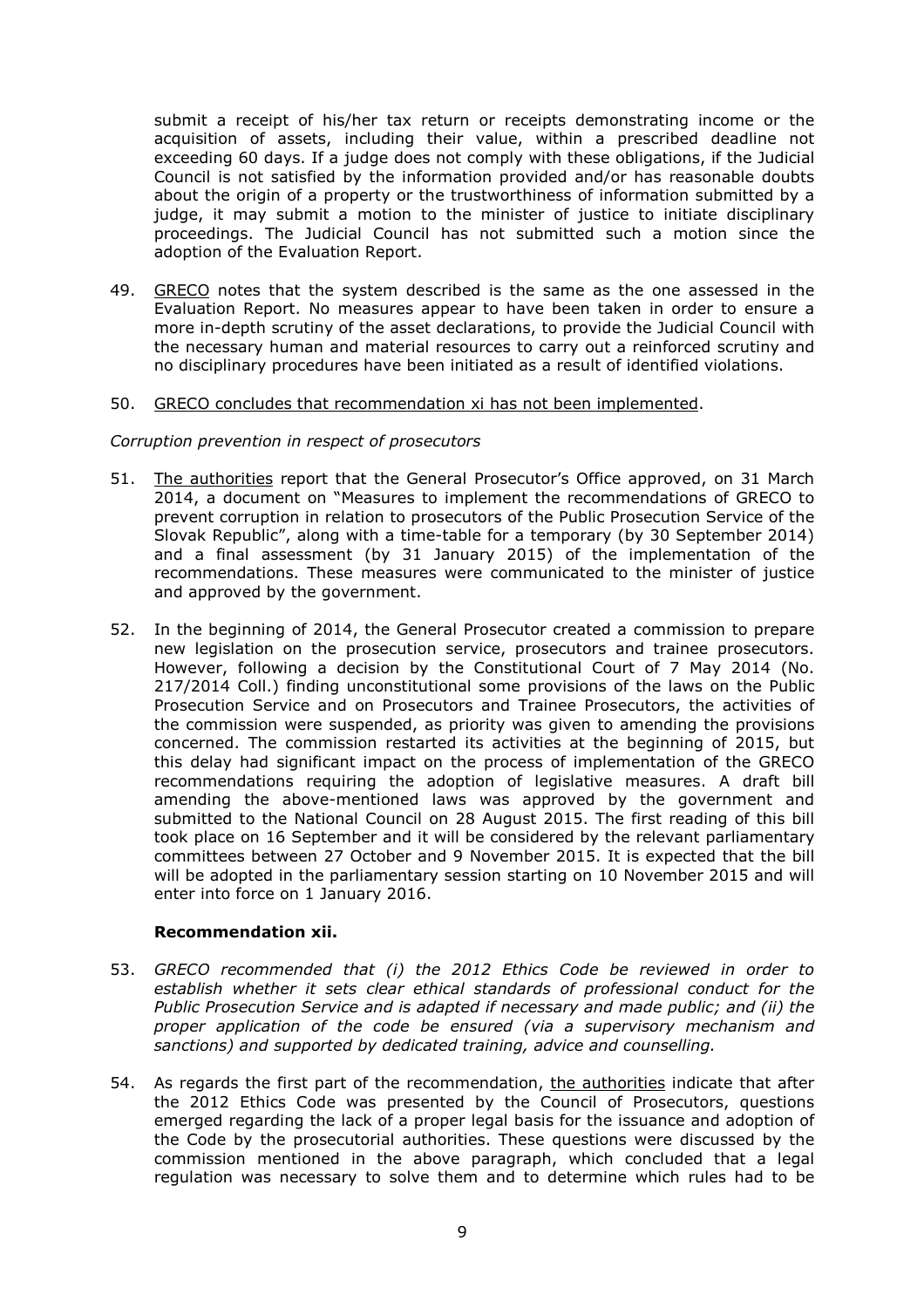submit a receipt of his/her tax return or receipts demonstrating income or the acquisition of assets, including their value, within a prescribed deadline not exceeding 60 days. If a judge does not comply with these obligations, if the Judicial Council is not satisfied by the information provided and/or has reasonable doubts about the origin of a property or the trustworthiness of information submitted by a judge, it may submit a motion to the minister of justice to initiate disciplinary proceedings. The Judicial Council has not submitted such a motion since the adoption of the Evaluation Report.

49. GRECO notes that the system described is the same as the one assessed in the Evaluation Report. No measures appear to have been taken in order to ensure a more in-depth scrutiny of the asset declarations, to provide the Judicial Council with the necessary human and material resources to carry out a reinforced scrutiny and no disciplinary procedures have been initiated as a result of identified violations.

50. GRECO concludes that recommendation xi has not been implemented.

*Corruption prevention in respect of prosecutors*

51. The authorities report that the General Prosecutor's Office approved, on 31 March 2014, a document on "Measures to implement the recommendations of GRECO to prevent corruption in relation to prosecutors of the Public Prosecution Service of the Slovak Republic", along with a time-table for a temporary (by 30 September 2014) and a final assessment (by 31 January 2015) of the implementation of the recommendations. These measures were communicated to the minister of justice and approved by the government.

52. In the beginning of 2014, the General Prosecutor created a commission to prepare new legislation on the prosecution service, prosecutors and trainee prosecutors. However, following a decision by the Constitutional Court of 7 May 2014 (No. 217/2014 Coll.) finding unconstitutional some provisions of the laws on the Public Prosecution Service and on Prosecutors and Trainee Prosecutors, the activities of the commission were suspended, as priority was given to amending the provisions concerned. The commission restarted its activities at the beginning of 2015, but this delay had significant impact on the process of implementation of the GRECO recommendations requiring the adoption of legislative measures. A draft bill amending the above-mentioned laws was approved by the government and submitted to the National Council on 28 August 2015. The first reading of this bill took place on 16 September and it will be considered by the relevant parliamentary committees between 27 October and 9 November 2015. It is expected that the bill will be adopted in the parliamentary session starting on 10 November 2015 and will enter into force on 1 January 2016.

### Recommendation xii.

53. *GRECO recommended that (i) the 2012 Ethics Code be reviewed in order to establish whether it sets clear ethical standards of professional conduct for the Public Prosecution Service and is adapted if necessary and made public; and (ii) the proper application of the code be ensured (via a supervisory mechanism and sanctions) and supported by dedicated training, advice and counselling.*

54. As regards the first part of the recommendation, the authorities indicate that after the 2012 Ethics Code was presented by the Council of Prosecutors, questions emerged regarding the lack of a proper legal basis for the issuance and adoption of the Code by the prosecutorial authorities. These questions were discussed by the commission mentioned in the above paragraph, which concluded that a legal regulation was necessary to solve them and to determine which rules had to be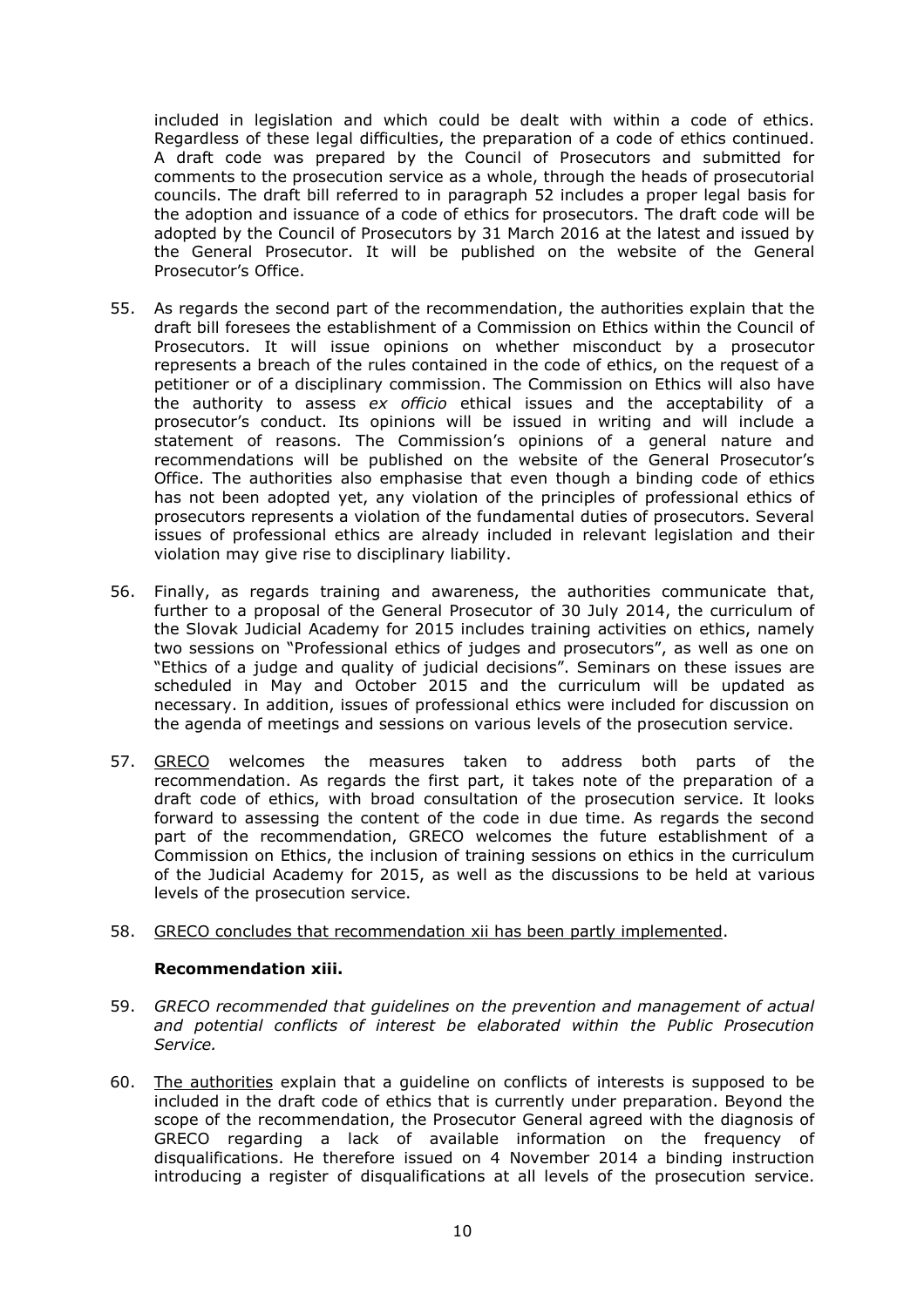included in legislation and which could be dealt with within a code of ethics. Regardless of these legal difficulties, the preparation of a code of ethics continued. A draft code was prepared by the Council of Prosecutors and submitted for comments to the prosecution service as a whole, through the heads of prosecutorial councils. The draft bill referred to in paragraph 52 includes a proper legal basis for the adoption and issuance of a code of ethics for prosecutors. The draft code will be adopted by the Council of Prosecutors by 31 March 2016 at the latest and issued by the General Prosecutor. It will be published on the website of the General Prosecutor's Office.

55. As regards the second part of the recommendation, the authorities explain that the draft bill foresees the establishment of a Commission on Ethics within the Council of Prosecutors. It will issue opinions on whether misconduct by a prosecutor represents a breach of the rules contained in the code of ethics, on the request of a petitioner or of a disciplinary commission. The Commission on Ethics will also have the authority to assess *ex officio* ethical issues and the acceptability of a prosecutor's conduct. Its opinions will be issued in writing and will include a statement of reasons. The Commission's opinions of a general nature and recommendations will be published on the website of the General Prosecutor's Office. The authorities also emphasise that even though a binding code of ethics has not been adopted yet, any violation of the principles of professional ethics of prosecutors represents a violation of the fundamental duties of prosecutors. Several issues of professional ethics are already included in relevant legislation and their violation may give rise to disciplinary liability.

56. Finally, as regards training and awareness, the authorities communicate that, further to a proposal of the General Prosecutor of 30 July 2014, the curriculum of the Slovak Judicial Academy for 2015 includes training activities on ethics, namely two sessions on "Professional ethics of judges and prosecutors", as well as one on "Ethics of a judge and quality of judicial decisions". Seminars on these issues are scheduled in May and October 2015 and the curriculum will be updated as necessary. In addition, issues of professional ethics were included for discussion on the agenda of meetings and sessions on various levels of the prosecution service.

57. GRECO welcomes the measures taken to address both parts of the recommendation. As regards the first part, it takes note of the preparation of a draft code of ethics, with broad consultation of the prosecution service. It looks forward to assessing the content of the code in due time. As regards the second part of the recommendation, GRECO welcomes the future establishment of a Commission on Ethics, the inclusion of training sessions on ethics in the curriculum of the Judicial Academy for 2015, as well as the discussions to be held at various levels of the prosecution service.

58. GRECO concludes that recommendation xii has been partly implemented.

**Recommendation xiii.**

59. *GRECO recommended that guidelines on the prevention and management of actual and potential conflicts of interest be elaborated within the Public Prosecution Service.*

60. The authorities explain that a guideline on conflicts of interests is supposed to be included in the draft code of ethics that is currently under preparation. Beyond the scope of the recommendation, the Prosecutor General agreed with the diagnosis of GRECO regarding a lack of available information on the frequency of disqualifications. He therefore issued on 4 November 2014 a binding instruction introducing a register of disqualifications at all levels of the prosecution service.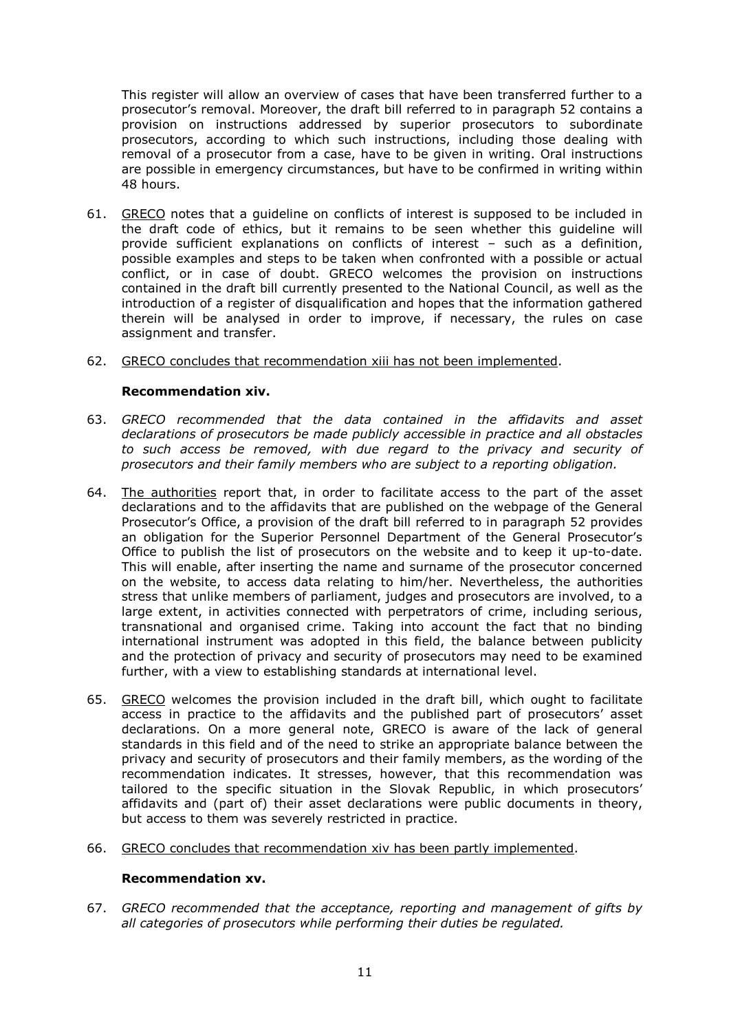This register will allow an overview of cases that have been transferred further to a prosecutor's removal. Moreover, the draft bill referred to in paragraph 52 contains a provision on instructions addressed by superior prosecutors to subordinate prosecutors, according to which such instructions, including those dealing with removal of a prosecutor from a case, have to be given in writing. Oral instructions are possible in emergency circumstances, but have to be confirmed in writing within 48 hours.

61. GRECO notes that a guideline on conflicts of interest is supposed to be included in the draft code of ethics, but it remains to be seen whether this guideline will provide sufficient explanations on conflicts of interest – such as a definition, possible examples and steps to be taken when confronted with a possible or actual conflict, or in case of doubt. GRECO welcomes the provision on instructions contained in the draft bill currently presented to the National Council, as well as the introduction of a register of disqualification and hopes that the information gathered therein will be analysed in order to improve, if necessary, the rules on case assignment and transfer.

62. GRECO concludes that recommendation xiii has not been implemented.

**Recommendation xiv.**

63. *GRECO recommended that the data contained in the affidavits and asset declarations of prosecutors be made publicly accessible in practice and all obstacles to such access be removed, with due regard to the privacy and security of prosecutors and their family members who are subject to a reporting obligation.*

64. The authorities report that, in order to facilitate access to the part of the asset declarations and to the affidavits that are published on the webpage of the General Prosecutor's Office, a provision of the draft bill referred to in paragraph 52 provides an obligation for the Superior Personnel Department of the General Prosecutor's Office to publish the list of prosecutors on the website and to keep it up-to-date. This will enable, after inserting the name and surname of the prosecutor concerned on the website, to access data relating to him/her. Nevertheless, the authorities stress that unlike members of parliament, judges and prosecutors are involved, to a large extent, in activities connected with perpetrators of crime, including serious, transnational and organised crime. Taking into account the fact that no binding international instrument was adopted in this field, the balance between publicity and the protection of privacy and security of prosecutors may need to be examined further, with a view to establishing standards at international level.

65. GRECO welcomes the provision included in the draft bill, which ought to facilitate access in practice to the affidavits and the published part of prosecutors' asset declarations. On a more general note, GRECO is aware of the lack of general standards in this field and of the need to strike an appropriate balance between the privacy and security of prosecutors and their family members, as the wording of the recommendation indicates. It stresses, however, that this recommendation was tailored to the specific situation in the Slovak Republic, in which prosecutors' affidavits and (part of) their asset declarations were public documents in theory, but access to them was severely restricted in practice.

66. GRECO concludes that recommendation xiv has been partly implemented.

**Recommendation xv.**

67. *GRECO recommended that the acceptance, reporting and management of gifts by all categories of prosecutors while performing their duties be regulated.*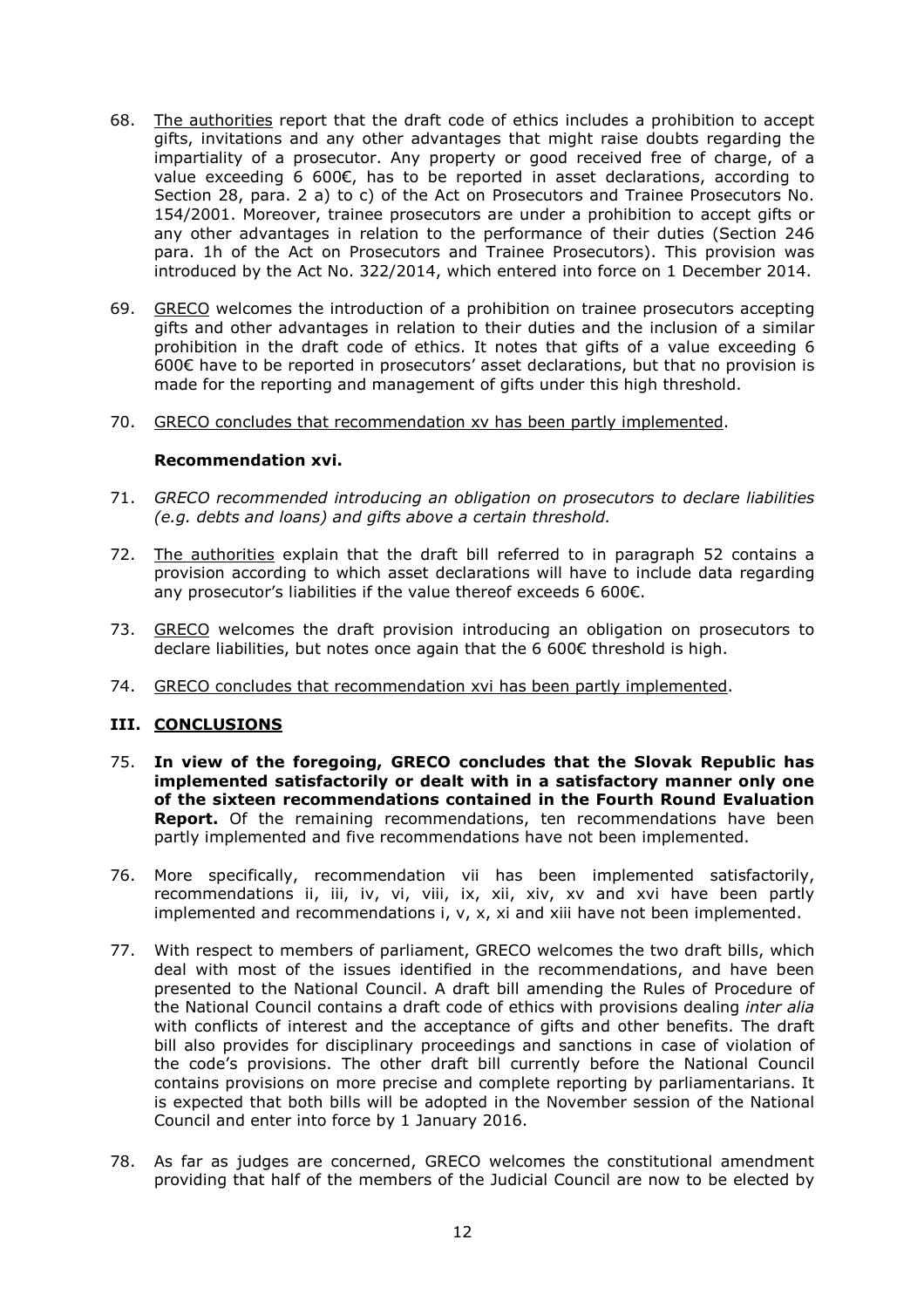68. The authorities report that the draft code of ethics includes a prohibition to accept gifts, invitations and any other advantages that might raise doubts regarding the impartiality of a prosecutor. Any property or good received free of charge, of a value exceeding 6 600€, has to be reported in asset declarations, according to Section 28, para. 2 a) to c) of the Act on Prosecutors and Trainee Prosecutors No. 154/2001. Moreover, trainee prosecutors are under a prohibition to accept gifts or any other advantages in relation to the performance of their duties (Section 246 para. 1h of the Act on Prosecutors and Trainee Prosecutors). This provision was introduced by the Act No. 322/2014, which entered into force on 1 December 2014.

69. GRECO welcomes the introduction of a prohibition on trainee prosecutors accepting gifts and other advantages in relation to their duties and the inclusion of a similar prohibition in the draft code of ethics. It notes that gifts of a value exceeding 6 600€ have to be reported in prosecutors' asset declarations, but that no provision is made for the reporting and management of gifts under this high threshold.

70. GRECO concludes that recommendation xv has been partly implemented.

**Recommendation xvi.**

71. *GRECO recommended introducing an obligation on prosecutors to declare liabilities (e.g. debts and loans) and gifts above a certain threshold.*

72. The authorities explain that the draft bill referred to in paragraph 52 contains a provision according to which asset declarations will have to include data regarding any prosecutor's liabilities if the value thereof exceeds 6 600€.

73. GRECO welcomes the draft provision introducing an obligation on prosecutors to declare liabilities, but notes once again that the 6 600€ threshold is high.

74. GRECO concludes that recommendation xvi has been partly implemented.

## III. CONCLUSIONS

75. **In view of the foregoing, GRECO concludes that the Slovak Republic has implemented satisfactorily or dealt with in a satisfactory manner only one of the sixteen recommendations contained in the Fourth Round Evaluation Report.** Of the remaining recommendations, ten recommendations have been partly implemented and five recommendations have not been implemented.

76. More specifically, recommendation vii has been implemented satisfactorily, recommendations ii, iii, iv, vi, viii, ix, xii, xiv, xv and xvi have been partly implemented and recommendations i, v, x, xi and xiii have not been implemented.

77. With respect to members of parliament, GRECO welcomes the two draft bills, which deal with most of the issues identified in the recommendations, and have been presented to the National Council. A draft bill amending the Rules of Procedure of the National Council contains a draft code of ethics with provisions dealing *inter alia* with conflicts of interest and the acceptance of gifts and other benefits. The draft bill also provides for disciplinary proceedings and sanctions in case of violation of the code's provisions. The other draft bill currently before the National Council contains provisions on more precise and complete reporting by parliamentarians. It is expected that both bills will be adopted in the November session of the National Council and enter into force by 1 January 2016.

78. As far as judges are concerned, GRECO welcomes the constitutional amendment providing that half of the members of the Judicial Council are now to be elected by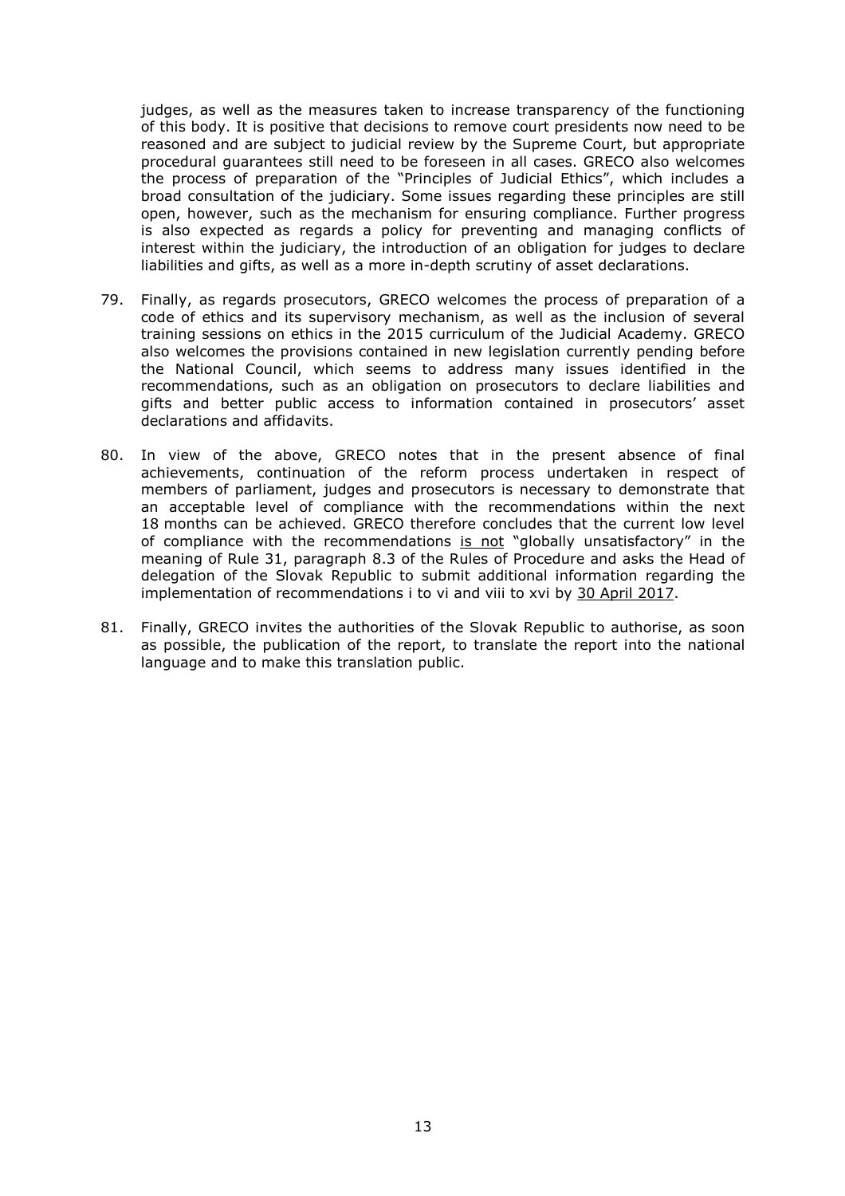judges, as well as the measures taken to increase transparency of the functioning of this body. It is positive that decisions to remove court presidents now need to be reasoned and are subject to judicial review by the Supreme Court, but appropriate procedural guarantees still need to be foreseen in all cases. GRECO also welcomes the process of preparation of the "Principles of Judicial Ethics", which includes a broad consultation of the judiciary. Some issues regarding these principles are still open, however, such as the mechanism for ensuring compliance. Further progress is also expected as regards a policy for preventing and managing conflicts of interest within the judiciary, the introduction of an obligation for judges to declare liabilities and gifts, as well as a more in-depth scrutiny of asset declarations.

79. Finally, as regards prosecutors, GRECO welcomes the process of preparation of a code of ethics and its supervisory mechanism, as well as the inclusion of several training sessions on ethics in the 2015 curriculum of the Judicial Academy. GRECO also welcomes the provisions contained in new legislation currently pending before the National Council, which seems to address many issues identified in the recommendations, such as an obligation on prosecutors to declare liabilities and gifts and better public access to information contained in prosecutors' asset declarations and affidavits.

80. In view of the above, GRECO notes that in the present absence of final achievements, continuation of the reform process undertaken in respect of members of parliament, judges and prosecutors is necessary to demonstrate that an acceptable level of compliance with the recommendations within the next 18 months can be achieved. GRECO therefore concludes that the current low level of compliance with the recommendations is not "globally unsatisfactory" in the meaning of Rule 31, paragraph 8.3 of the Rules of Procedure and asks the Head of delegation of the Slovak Republic to submit additional information regarding the implementation of recommendations i to vi and viii to xvi by 30 April 2017.

81. Finally, GRECO invites the authorities of the Slovak Republic to authorise, as soon as possible, the publication of the report, to translate the report into the national language and to make this translation public.